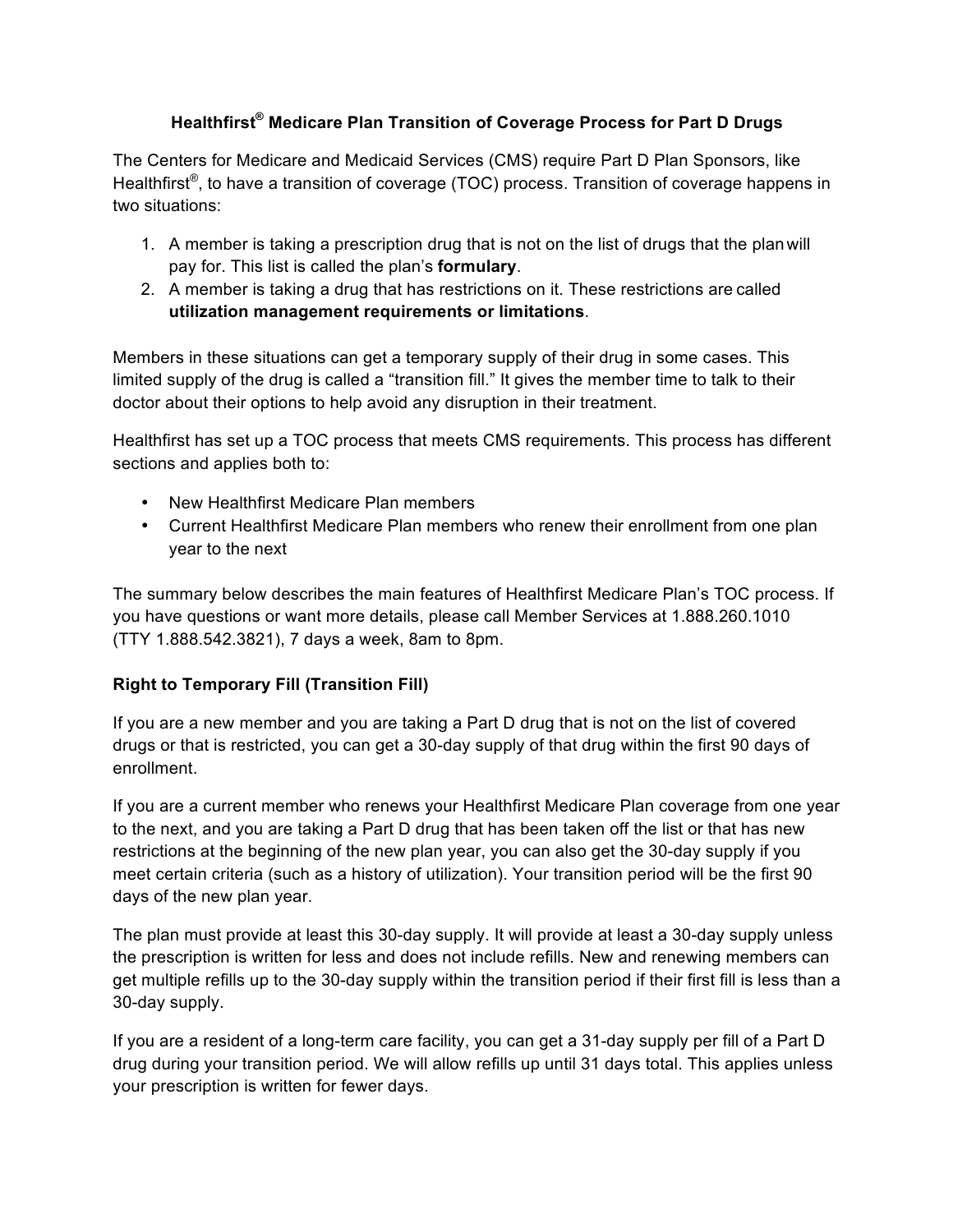# Healthfirst® Medicare Plan Transition of Coverage Process for Part D Drugs

The Centers for Medicare and Medicaid Services (CMS) require Part D Plan Sponsors, like Healthfirst®, to have a transition of coverage (TOC) process. Transition of coverage happens in two situations:

1. A member is taking a prescription drug that is not on the list of drugs that the plan will pay for. This list is called the plan's **formulary**.
2. A member is taking a drug that has restrictions on it. These restrictions are called **utilization management requirements or limitations**.

Members in these situations can get a temporary supply of their drug in some cases. This limited supply of the drug is called a "transition fill." It gives the member time to talk to their doctor about their options to help avoid any disruption in their treatment.

Healthfirst has set up a TOC process that meets CMS requirements. This process has different sections and applies both to:

- New Healthfirst Medicare Plan members
- Current Healthfirst Medicare Plan members who renew their enrollment from one plan year to the next

The summary below describes the main features of Healthfirst Medicare Plan's TOC process. If you have questions or want more details, please call Member Services at 1.888.260.1010 (TTY 1.888.542.3821), 7 days a week, 8am to 8pm.

**Right to Temporary Fill (Transition Fill)**

If you are a new member and you are taking a Part D drug that is not on the list of covered drugs or that is restricted, you can get a 30-day supply of that drug within the first 90 days of enrollment.

If you are a current member who renews your Healthfirst Medicare Plan coverage from one year to the next, and you are taking a Part D drug that has been taken off the list or that has new restrictions at the beginning of the new plan year, you can also get the 30-day supply if you meet certain criteria (such as a history of utilization). Your transition period will be the first 90 days of the new plan year.

The plan must provide at least this 30-day supply. It will provide at least a 30-day supply unless the prescription is written for less and does not include refills. New and renewing members can get multiple refills up to the 30-day supply within the transition period if their first fill is less than a 30-day supply.

If you are a resident of a long-term care facility, you can get a 31-day supply per fill of a Part D drug during your transition period. We will allow refills up until 31 days total. This applies unless your prescription is written for fewer days.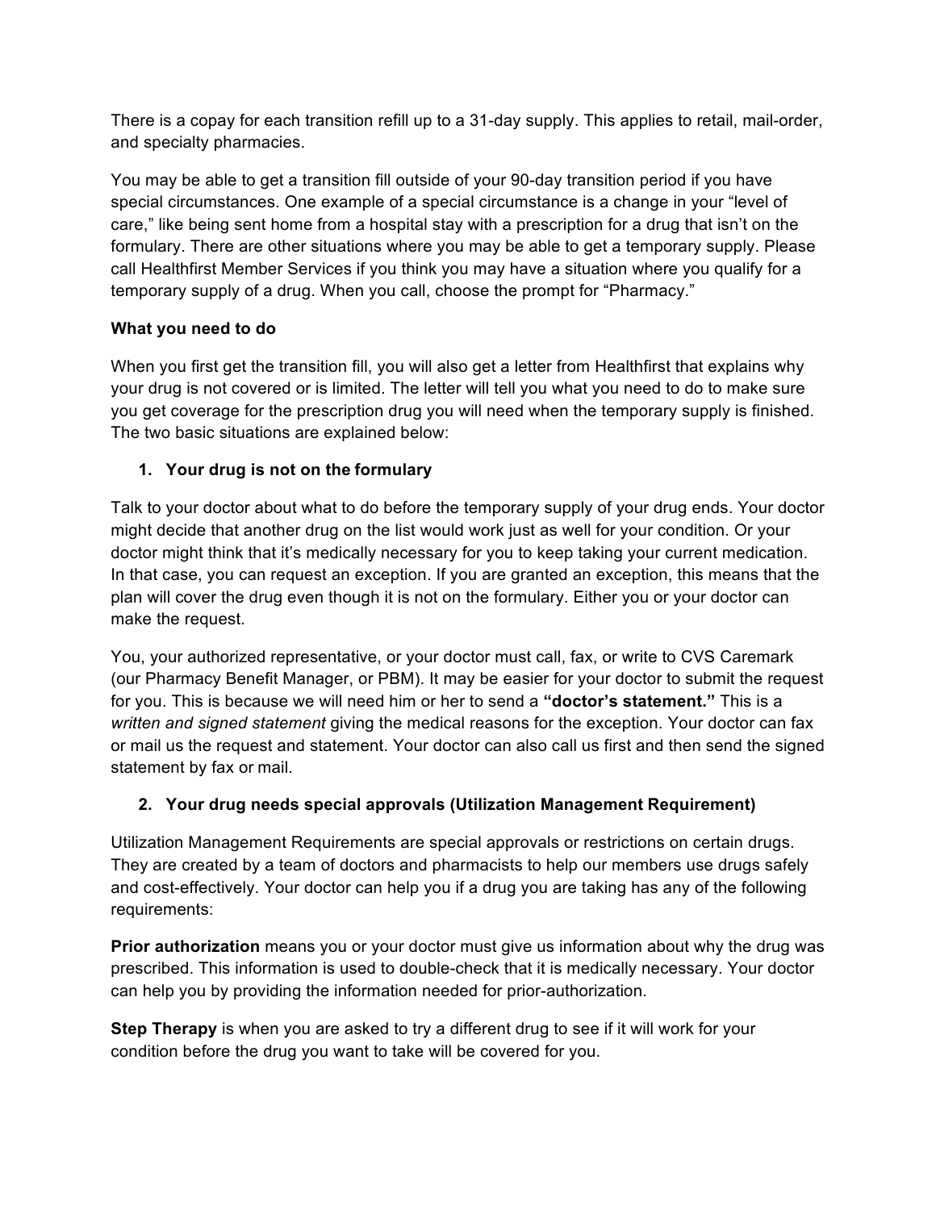There is a copay for each transition refill up to a 31-day supply. This applies to retail, mail-order, and specialty pharmacies.

You may be able to get a transition fill outside of your 90-day transition period if you have special circumstances. One example of a special circumstance is a change in your "level of care," like being sent home from a hospital stay with a prescription for a drug that isn't on the formulary. There are other situations where you may be able to get a temporary supply. Please call Healthfirst Member Services if you think you may have a situation where you qualify for a temporary supply of a drug. When you call, choose the prompt for "Pharmacy."

**What you need to do**

When you first get the transition fill, you will also get a letter from Healthfirst that explains why your drug is not covered or is limited. The letter will tell you what you need to do to make sure you get coverage for the prescription drug you will need when the temporary supply is finished. The two basic situations are explained below:

1. **Your drug is not on the formulary**

Talk to your doctor about what to do before the temporary supply of your drug ends. Your doctor might decide that another drug on the list would work just as well for your condition. Or your doctor might think that it's medically necessary for you to keep taking your current medication. In that case, you can request an exception. If you are granted an exception, this means that the plan will cover the drug even though it is not on the formulary. Either you or your doctor can make the request.

You, your authorized representative, or your doctor must call, fax, or write to CVS Caremark (our Pharmacy Benefit Manager, or PBM). It may be easier for your doctor to submit the request for you. This is because we will need him or her to send a **"doctor's statement."** This is a *written and signed statement* giving the medical reasons for the exception. Your doctor can fax or mail us the request and statement. Your doctor can also call us first and then send the signed statement by fax or mail.

2. **Your drug needs special approvals (Utilization Management Requirement)**

Utilization Management Requirements are special approvals or restrictions on certain drugs. They are created by a team of doctors and pharmacists to help our members use drugs safely and cost-effectively. Your doctor can help you if a drug you are taking has any of the following requirements:

**Prior authorization** means you or your doctor must give us information about why the drug was prescribed. This information is used to double-check that it is medically necessary. Your doctor can help you by providing the information needed for prior-authorization.

**Step Therapy** is when you are asked to try a different drug to see if it will work for your condition before the drug you want to take will be covered for you.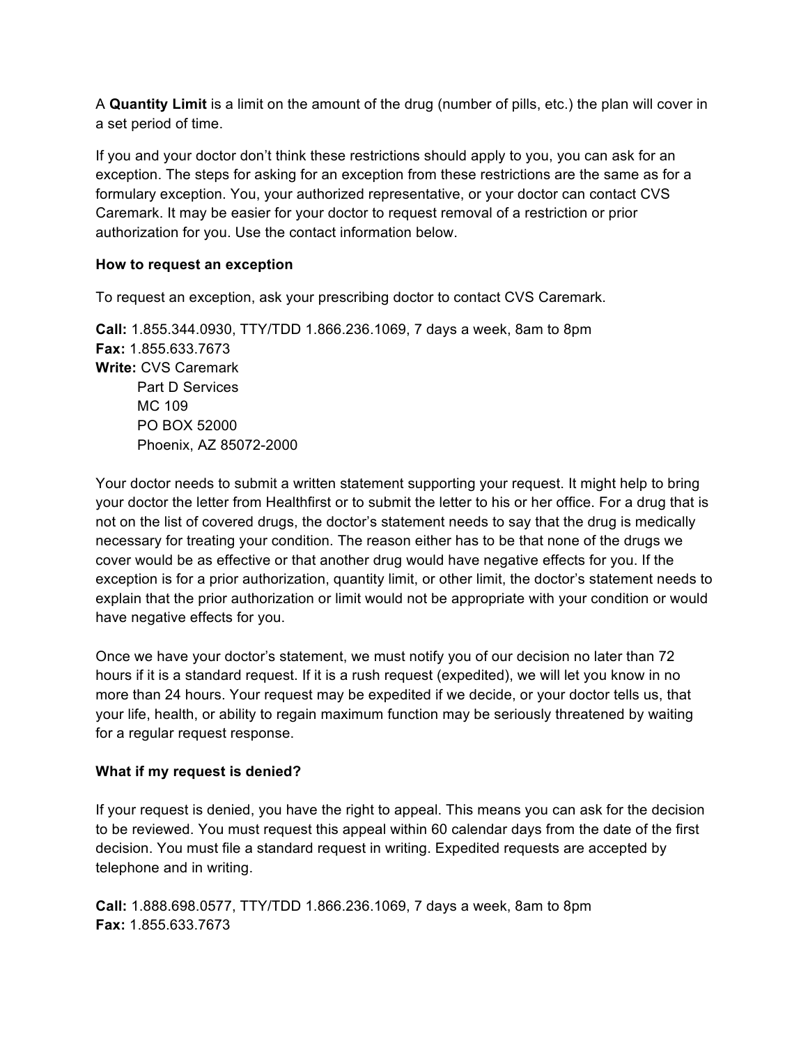A **Quantity Limit** is a limit on the amount of the drug (number of pills, etc.) the plan will cover in a set period of time.

If you and your doctor don't think these restrictions should apply to you, you can ask for an exception. The steps for asking for an exception from these restrictions are the same as for a formulary exception. You, your authorized representative, or your doctor can contact CVS Caremark. It may be easier for your doctor to request removal of a restriction or prior authorization for you. Use the contact information below.

**How to request an exception**

To request an exception, ask your prescribing doctor to contact CVS Caremark.

**Call:** 1.855.344.0930, TTY/TDD 1.866.236.1069, 7 days a week, 8am to 8pm
**Fax:** 1.855.633.7673
**Write:** CVS Caremark
Part D Services
MC 109
PO BOX 52000
Phoenix, AZ 85072-2000

Your doctor needs to submit a written statement supporting your request. It might help to bring your doctor the letter from Healthfirst or to submit the letter to his or her office. For a drug that is not on the list of covered drugs, the doctor's statement needs to say that the drug is medically necessary for treating your condition. The reason either has to be that none of the drugs we cover would be as effective or that another drug would have negative effects for you. If the exception is for a prior authorization, quantity limit, or other limit, the doctor's statement needs to explain that the prior authorization or limit would not be appropriate with your condition or would have negative effects for you.

Once we have your doctor's statement, we must notify you of our decision no later than 72 hours if it is a standard request. If it is a rush request (expedited), we will let you know in no more than 24 hours. Your request may be expedited if we decide, or your doctor tells us, that your life, health, or ability to regain maximum function may be seriously threatened by waiting for a regular request response.

**What if my request is denied?**

If your request is denied, you have the right to appeal. This means you can ask for the decision to be reviewed. You must request this appeal within 60 calendar days from the date of the first decision. You must file a standard request in writing. Expedited requests are accepted by telephone and in writing.

**Call:** 1.888.698.0577, TTY/TDD 1.866.236.1069, 7 days a week, 8am to 8pm
**Fax:** 1.855.633.7673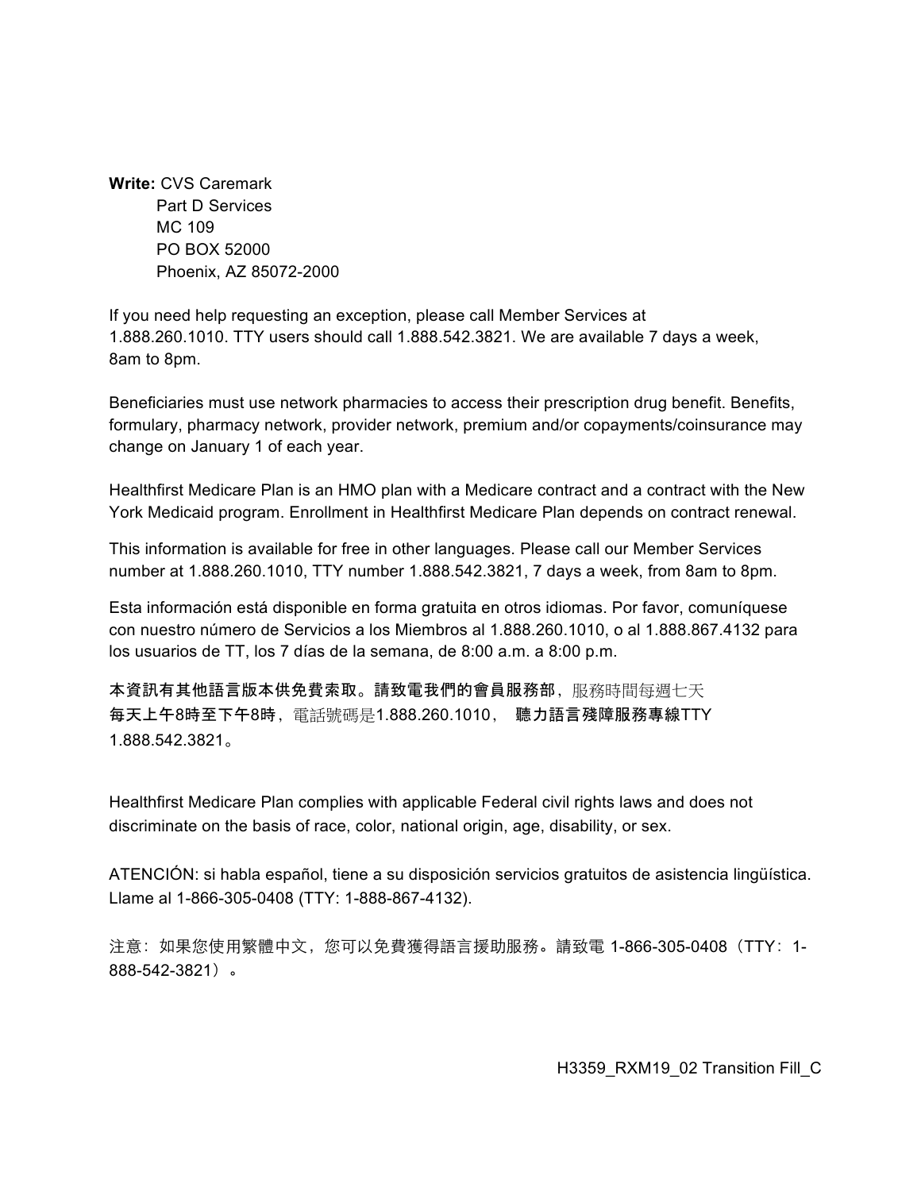**Write:** CVS Caremark
Part D Services
MC 109
PO BOX 52000
Phoenix, AZ 85072-2000

If you need help requesting an exception, please call Member Services at 1.888.260.1010. TTY users should call 1.888.542.3821. We are available 7 days a week, 8am to 8pm.

Beneficiaries must use network pharmacies to access their prescription drug benefit. Benefits, formulary, pharmacy network, provider network, premium and/or copayments/coinsurance may change on January 1 of each year.

Healthfirst Medicare Plan is an HMO plan with a Medicare contract and a contract with the New York Medicaid program. Enrollment in Healthfirst Medicare Plan depends on contract renewal.

This information is available for free in other languages. Please call our Member Services number at 1.888.260.1010, TTY number 1.888.542.3821, 7 days a week, from 8am to 8pm.

Esta información está disponible en forma gratuita en otros idiomas. Por favor, comuníquese con nuestro número de Servicios a los Miembros al 1.888.260.1010, o al 1.888.867.4132 para los usuarios de TT, los 7 días de la semana, de 8:00 a.m. a 8:00 p.m.

**本資訊有其他語言版本供免費索取。請致電我們的會員服務部**，服務時間每週七天**每天上午8時至下午8時**，電話號碼是1.888.260.1010， **聽力語言殘障服務專線TTY** 1.888.542.3821。

Healthfirst Medicare Plan complies with applicable Federal civil rights laws and does not discriminate on the basis of race, color, national origin, age, disability, or sex.

ATENCIÓN: si habla español, tiene a su disposición servicios gratuitos de asistencia lingüística. Llame al 1-866-305-0408 (TTY: 1-888-867-4132).

注意：如果您使用繁體中文，您可以免費獲得語言援助服務。請致電 1-866-305-0408（TTY：1-888-542-3821）。

H3359_RXM19_02 Transition Fill_C